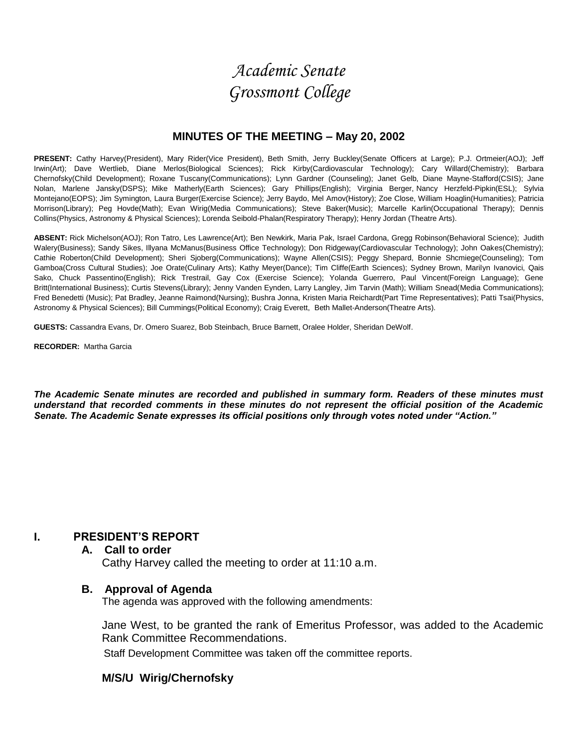# Academic Senate
# Grossmont College

## MINUTES OF THE MEETING – May 20, 2002

**PRESENT:** Cathy Harvey(President), Mary Rider(Vice President), Beth Smith, Jerry Buckley(Senate Officers at Large); P.J. Ortmeier(AOJ); Jeff Irwin(Art); Dave Wertlieb, Diane Merlos(Biological Sciences); Rick Kirby(Cardiovascular Technology); Cary Willard(Chemistry); Barbara Chernofsky(Child Development); Roxane Tuscany(Communications); Lynn Gardner (Counseling); Janet Gelb, Diane Mayne-Stafford(CSIS); Jane Nolan, Marlene Jansky(DSPS); Mike Matherly(Earth Sciences); Gary Phillips(English); Virginia Berger, Nancy Herzfeld-Pipkin(ESL); Sylvia Montejano(EOPS); Jim Symington, Laura Burger(Exercise Science); Jerry Baydo, Mel Amov(History); Zoe Close, William Hoaglin(Humanities); Patricia Morrison(Library); Peg Hovde(Math); Evan Wirig(Media Communications); Steve Baker(Music); Marcelle Karlin(Occupational Therapy); Dennis Collins(Physics, Astronomy & Physical Sciences); Lorenda Seibold-Phalan(Respiratory Therapy); Henry Jordan (Theatre Arts).

**ABSENT:** Rick Michelson(AOJ); Ron Tatro, Les Lawrence(Art); Ben Newkirk, Maria Pak, Israel Cardona, Gregg Robinson(Behavioral Science); Judith Walery(Business); Sandy Sikes, Illyana McManus(Business Office Technology); Don Ridgeway(Cardiovascular Technology); John Oakes(Chemistry); Cathie Roberton(Child Development); Sheri Sjoberg(Communications); Wayne Allen(CSIS); Peggy Shepard, Bonnie Shcmiege(Counseling); Tom Gamboa(Cross Cultural Studies); Joe Orate(Culinary Arts); Kathy Meyer(Dance); Tim Cliffe(Earth Sciences); Sydney Brown, Marilyn Ivanovici, Qais Sako, Chuck Passentino(English); Rick Trestrail, Gay Cox (Exercise Science); Yolanda Guerrero, Paul Vincent(Foreign Language); Gene Britt(International Business); Curtis Stevens(Library); Jenny Vanden Eynden, Larry Langley, Jim Tarvin (Math); William Snead(Media Communications); Fred Benedetti (Music); Pat Bradley, Jeanne Raimond(Nursing); Bushra Jonna, Kristen Maria Reichardt(Part Time Representatives); Patti Tsai(Physics, Astronomy & Physical Sciences); Bill Cummings(Political Economy); Craig Everett, Beth Mallet-Anderson(Theatre Arts).

**GUESTS:** Cassandra Evans, Dr. Omero Suarez, Bob Steinbach, Bruce Barnett, Oralee Holder, Sheridan DeWolf.

**RECORDER:** Martha Garcia

***The Academic Senate minutes are recorded and published in summary form. Readers of these minutes must understand that recorded comments in these minutes do not represent the official position of the Academic Senate. The Academic Senate expresses its official positions only through votes noted under "Action."***

## I. PRESIDENT'S REPORT

### A. Call to order

Cathy Harvey called the meeting to order at 11:10 a.m.

### B. Approval of Agenda

The agenda was approved with the following amendments:

Jane West, to be granted the rank of Emeritus Professor, was added to the Academic Rank Committee Recommendations.

Staff Development Committee was taken off the committee reports.

**M/S/U Wirig/Chernofsky**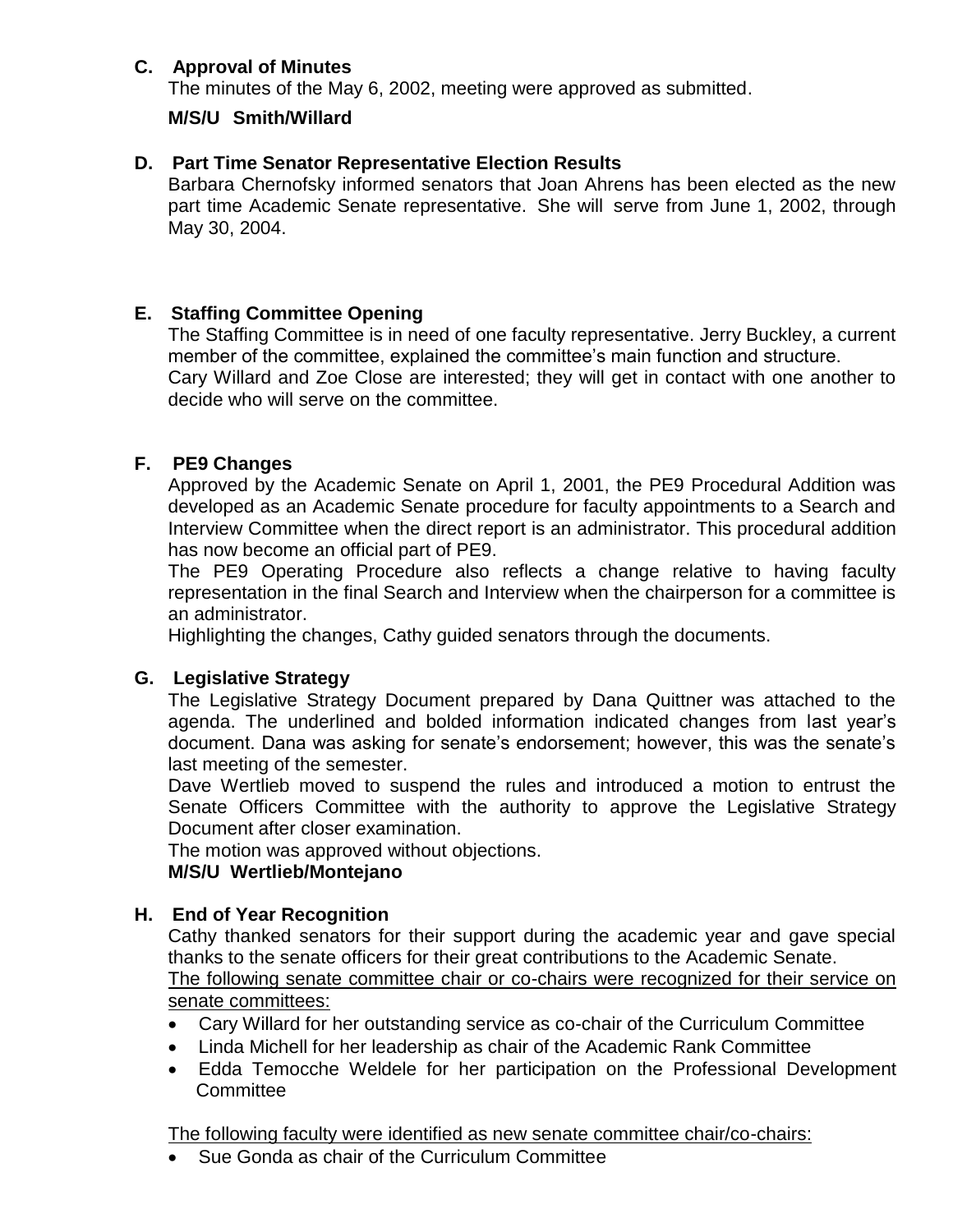### C. Approval of Minutes

The minutes of the May 6, 2002, meeting were approved as submitted.

**M/S/U Smith/Willard**

### D. Part Time Senator Representative Election Results

Barbara Chernofsky informed senators that Joan Ahrens has been elected as the new part time Academic Senate representative. She will serve from June 1, 2002, through May 30, 2004.

### E. Staffing Committee Opening

The Staffing Committee is in need of one faculty representative. Jerry Buckley, a current member of the committee, explained the committee's main function and structure.

Cary Willard and Zoe Close are interested; they will get in contact with one another to decide who will serve on the committee.

### F. PE9 Changes

Approved by the Academic Senate on April 1, 2001, the PE9 Procedural Addition was developed as an Academic Senate procedure for faculty appointments to a Search and Interview Committee when the direct report is an administrator. This procedural addition has now become an official part of PE9.

The PE9 Operating Procedure also reflects a change relative to having faculty representation in the final Search and Interview when the chairperson for a committee is an administrator.

Highlighting the changes, Cathy guided senators through the documents.

### G. Legislative Strategy

The Legislative Strategy Document prepared by Dana Quittner was attached to the agenda. The underlined and bolded information indicated changes from last year's document. Dana was asking for senate's endorsement; however, this was the senate's last meeting of the semester.

Dave Wertlieb moved to suspend the rules and introduced a motion to entrust the Senate Officers Committee with the authority to approve the Legislative Strategy Document after closer examination.

The motion was approved without objections.

**M/S/U Wertlieb/Montejano**

### H. End of Year Recognition

Cathy thanked senators for their support during the academic year and gave special thanks to the senate officers for their great contributions to the Academic Senate.

The following senate committee chair or co-chairs were recognized for their service on senate committees:

- Cary Willard for her outstanding service as co-chair of the Curriculum Committee
- Linda Michell for her leadership as chair of the Academic Rank Committee
- Edda Temocche Weldele for her participation on the Professional Development Committee

The following faculty were identified as new senate committee chair/co-chairs:

- Sue Gonda as chair of the Curriculum Committee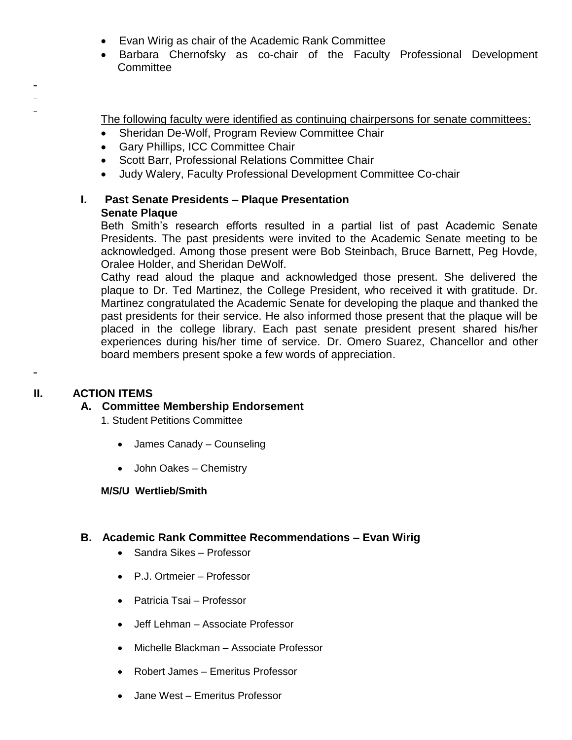- Evan Wirig as chair of the Academic Rank Committee
- Barbara Chernofsky as co-chair of the Faculty Professional Development Committee

The following faculty were identified as continuing chairpersons for senate committees:

- Sheridan De-Wolf, Program Review Committee Chair
- Gary Phillips, ICC Committee Chair
- Scott Barr, Professional Relations Committee Chair
- Judy Walery, Faculty Professional Development Committee Co-chair

### I. Past Senate Presidents – Plaque Presentation

**Senate Plaque**

Beth Smith's research efforts resulted in a partial list of past Academic Senate Presidents. The past presidents were invited to the Academic Senate meeting to be acknowledged. Among those present were Bob Steinbach, Bruce Barnett, Peg Hovde, Oralee Holder, and Sheridan DeWolf.

Cathy read aloud the plaque and acknowledged those present. She delivered the plaque to Dr. Ted Martinez, the College President, who received it with gratitude. Dr. Martinez congratulated the Academic Senate for developing the plaque and thanked the past presidents for their service. He also informed those present that the plaque will be placed in the college library. Each past senate president present shared his/her experiences during his/her time of service. Dr. Omero Suarez, Chancellor and other board members present spoke a few words of appreciation.

## II. ACTION ITEMS

### A. Committee Membership Endorsement

1. Student Petitions Committee

- James Canady – Counseling
- John Oakes – Chemistry

**M/S/U Wertlieb/Smith**

### B. Academic Rank Committee Recommendations – Evan Wirig

- Sandra Sikes – Professor
- P.J. Ortmeier – Professor
- Patricia Tsai – Professor
- Jeff Lehman – Associate Professor
- Michelle Blackman – Associate Professor
- Robert James – Emeritus Professor
- Jane West – Emeritus Professor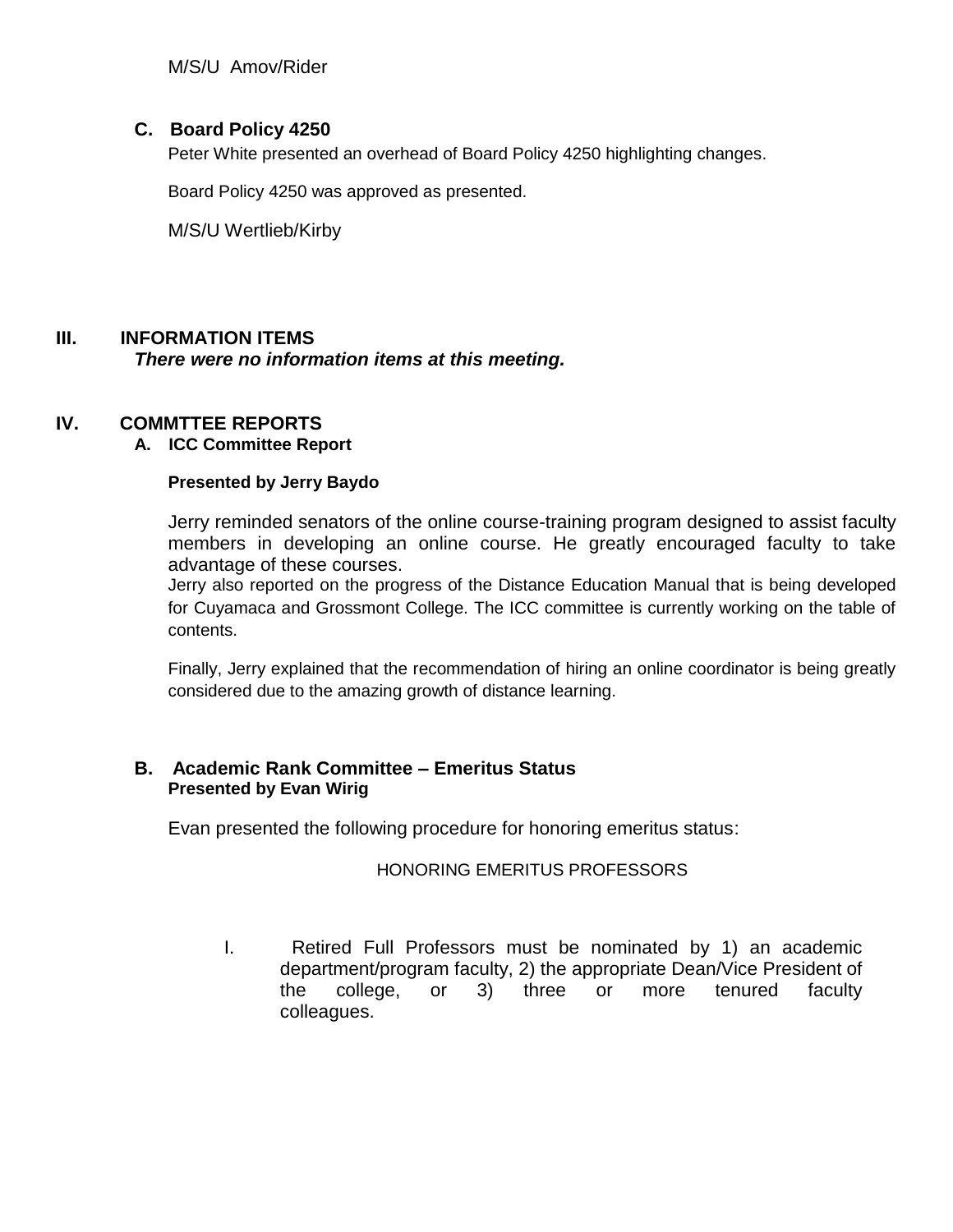M/S/U Amov/Rider

### C. Board Policy 4250

Peter White presented an overhead of Board Policy 4250 highlighting changes.

Board Policy 4250 was approved as presented.

M/S/U Wertlieb/Kirby

## III. INFORMATION ITEMS

***There were no information items at this meeting.***

## IV. COMMTTEE REPORTS

### A. ICC Committee Report

**Presented by Jerry Baydo**

Jerry reminded senators of the online course-training program designed to assist faculty members in developing an online course. He greatly encouraged faculty to take advantage of these courses.

Jerry also reported on the progress of the Distance Education Manual that is being developed for Cuyamaca and Grossmont College. The ICC committee is currently working on the table of contents.

Finally, Jerry explained that the recommendation of hiring an online coordinator is being greatly considered due to the amazing growth of distance learning.

### B. Academic Rank Committee – Emeritus Status

**Presented by Evan Wirig**

Evan presented the following procedure for honoring emeritus status:

HONORING EMERITUS PROFESSORS

I. Retired Full Professors must be nominated by 1) an academic department/program faculty, 2) the appropriate Dean/Vice President of the college, or 3) three or more tenured faculty colleagues.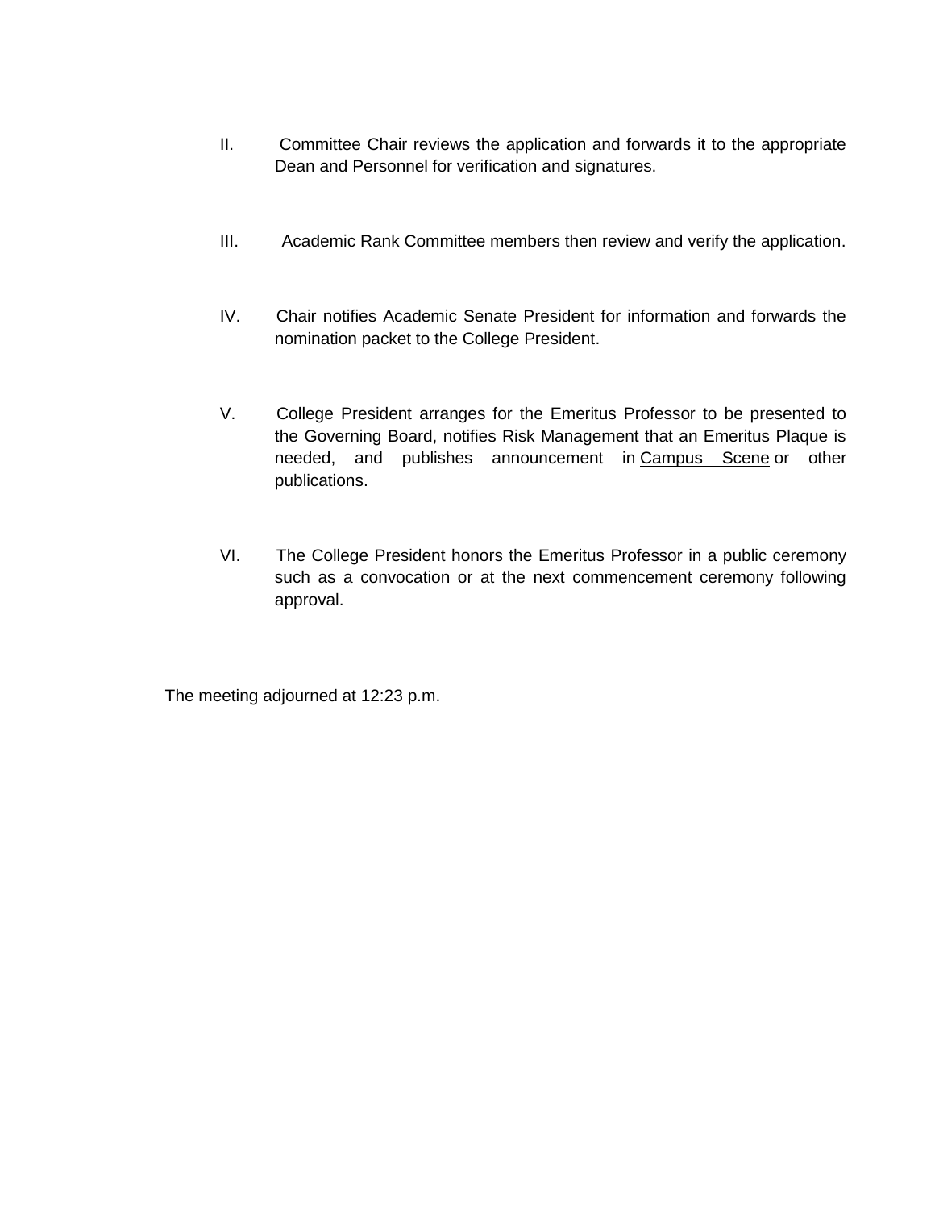II. Committee Chair reviews the application and forwards it to the appropriate Dean and Personnel for verification and signatures.

III. Academic Rank Committee members then review and verify the application.

IV. Chair notifies Academic Senate President for information and forwards the nomination packet to the College President.

V. College President arranges for the Emeritus Professor to be presented to the Governing Board, notifies Risk Management that an Emeritus Plaque is needed, and publishes announcement in Campus Scene or other publications.

VI. The College President honors the Emeritus Professor in a public ceremony such as a convocation or at the next commencement ceremony following approval.

The meeting adjourned at 12:23 p.m.